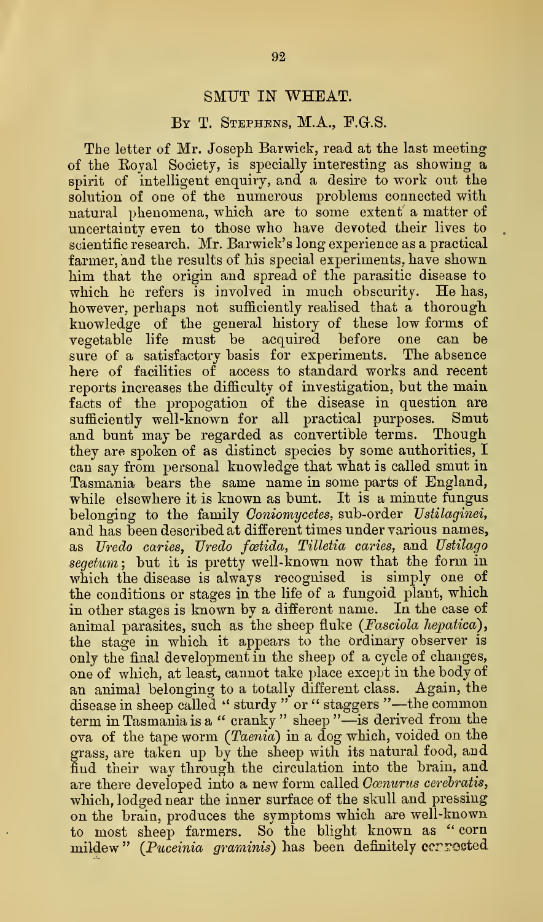# SMUT IN WHEAT.

## By T. Stephens, M.A., F.G.S.

The letter of Mr. Joseph Barwick, read at the last meeting of the Royal Society, is specially interesting as showing a spirit of intelligent enquiry, and a desire to work out the solution of one of the numerous problems connected with natural phenomena, which are to some extent a matter of uncertainty even to those who have devoted their lives to scientific research. Mr. Barwick's long experience as a practical farmer, and the results of his special experiments, have shown him that the origin and spread of the parasitic disease to which he refers is involved in much obscurity. He has, however, perhaps not sufficiently realised that a thorough knowledge of the general history of these low forms of vegetable life must be acquired before one can be sure of a satisfactory basis for experiments. The absence here of facilities of access to standard works and recent reports increases the difficulty of investigation, but the main facts of the propogation of the disease in question are sufficiently well-known for all practical purposes. Smut and bunt may be regarded as convertible terms. Though they are spoken of as distinct species by some authorities, I can say from personal knowledge that what is called smut in Tasmania bears the same name in some parts of England, while elsewhere it is known as bunt. It is a minute fungus belonging to the family *Coniomycetes*, sub-order *Ustilaginei*, and has been described at different times under various names, as *Uredo caries*, *Uredo fœtida*, *Tilletia caries*, and *Ustilago segetum*; but it is pretty well-known now that the form in which the disease is always recognised is simply one of the conditions or stages in the life of a fungoid plant, which in other stages is known by a different name. In the case of animal parasites, such as the sheep fluke (*Fasciola hepatica*), the stage in which it appears to the ordinary observer is only the final development in the sheep of a cycle of changes, one of which, at least, cannot take place except in the body of an animal belonging to a totally different class. Again, the disease in sheep called " sturdy " or " staggers "—the common term in Tasmania is a " cranky " sheep "—is derived from the ova of the tape worm (*Taenia*) in a dog which, voided on the grass, are taken up by the sheep with its natural food, and find their way through the circulation into the brain, and are there developed into a new form called *Cœnurus cerebratis*, which, lodged near the inner surface of the skull and pressing on the brain, produces the symptoms which are well-known to most sheep farmers. So the blight known as " corn mildew " (*Puccinia graminis*) has been definitely connected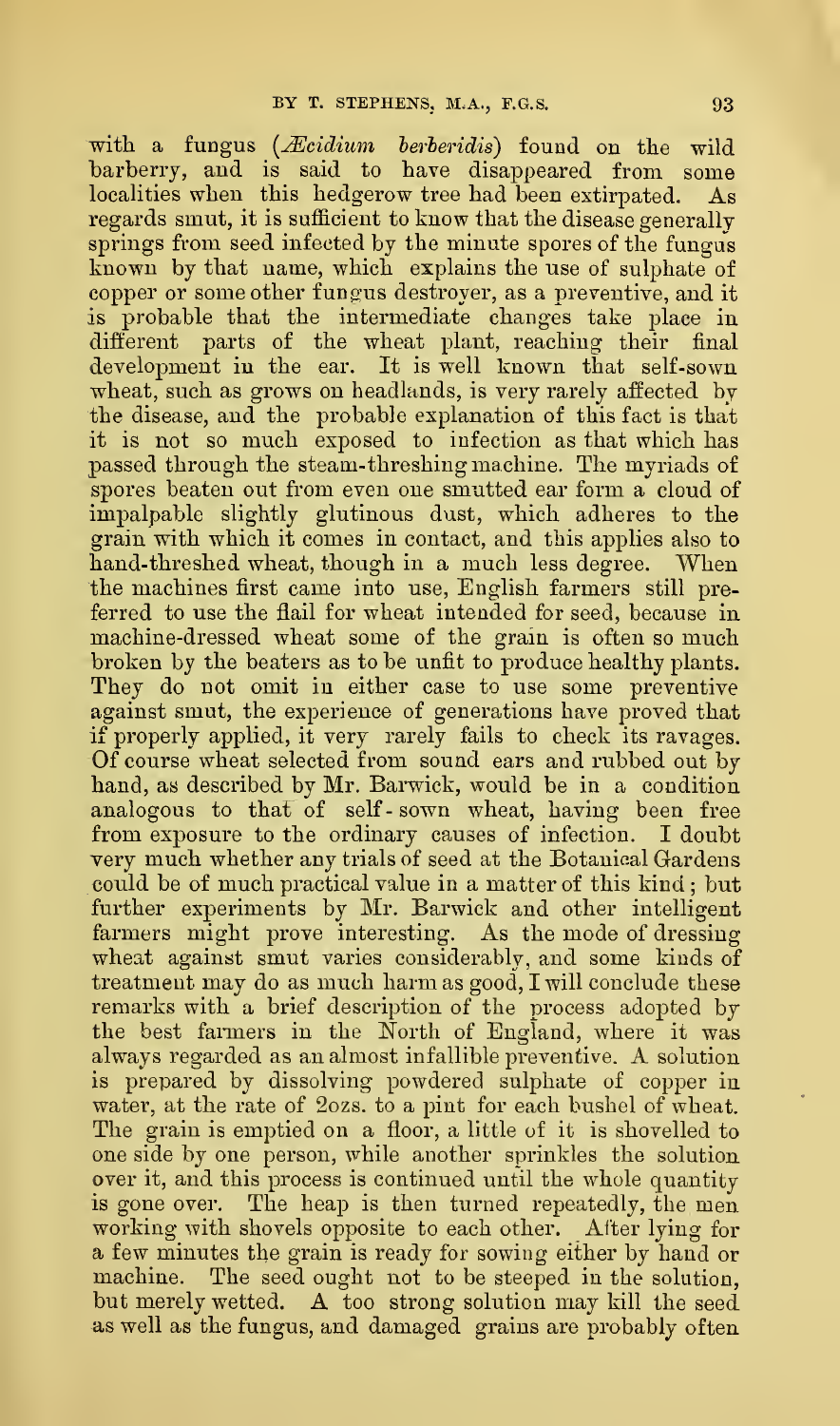with a fungus (*Æcidium berberidis*) found on the wild barberry, and is said to have disappeared from some localities when this hedgerow tree had been extirpated. As regards smut, it is sufficient to know that the disease generally springs from seed infected by the minute spores of the fungus known by that name, which explains the use of sulphate of copper or some other fungus destroyer, as a preventive, and it is probable that the intermediate changes take place in different parts of the wheat plant, reaching their final development in the ear. It is well known that self-sown wheat, such as grows on headlands, is very rarely affected by the disease, and the probable explanation of this fact is that it is not so much exposed to infection as that which has passed through the steam-threshing machine. The myriads of spores beaten out from even one smutted ear form a cloud of impalpable slightly glutinous dust, which adheres to the grain with which it comes in contact, and this applies also to hand-threshed wheat, though in a much less degree. When the machines first came into use, English farmers still preferred to use the flail for wheat intended for seed, because in machine-dressed wheat some of the grain is often so much broken by the beaters as to be unfit to produce healthy plants. They do not omit in either case to use some preventive against smut, the experience of generations have proved that if properly applied, it very rarely fails to check its ravages. Of course wheat selected from sound ears and rubbed out by hand, as described by Mr. Barwick, would be in a condition analogous to that of self-sown wheat, having been free from exposure to the ordinary causes of infection. I doubt very much whether any trials of seed at the Botanical Gardens could be of much practical value in a matter of this kind; but further experiments by Mr. Barwick and other intelligent farmers might prove interesting. As the mode of dressing wheat against smut varies considerably, and some kinds of treatment may do as much harm as good, I will conclude these remarks with a brief description of the process adopted by the best farmers in the North of England, where it was always regarded as an almost infallible preventive. A solution is prepared by dissolving powdered sulphate of copper in water, at the rate of 2ozs. to a pint for each bushel of wheat. The grain is emptied on a floor, a little of it is shovelled to one side by one person, while another sprinkles the solution over it, and this process is continued until the whole quantity is gone over. The heap is then turned repeatedly, the men working with shovels opposite to each other. After lying for a few minutes the grain is ready for sowing either by hand or machine. The seed ought not to be steeped in the solution, but merely wetted. A too strong solution may kill the seed as well as the fungus, and damaged grains are probably often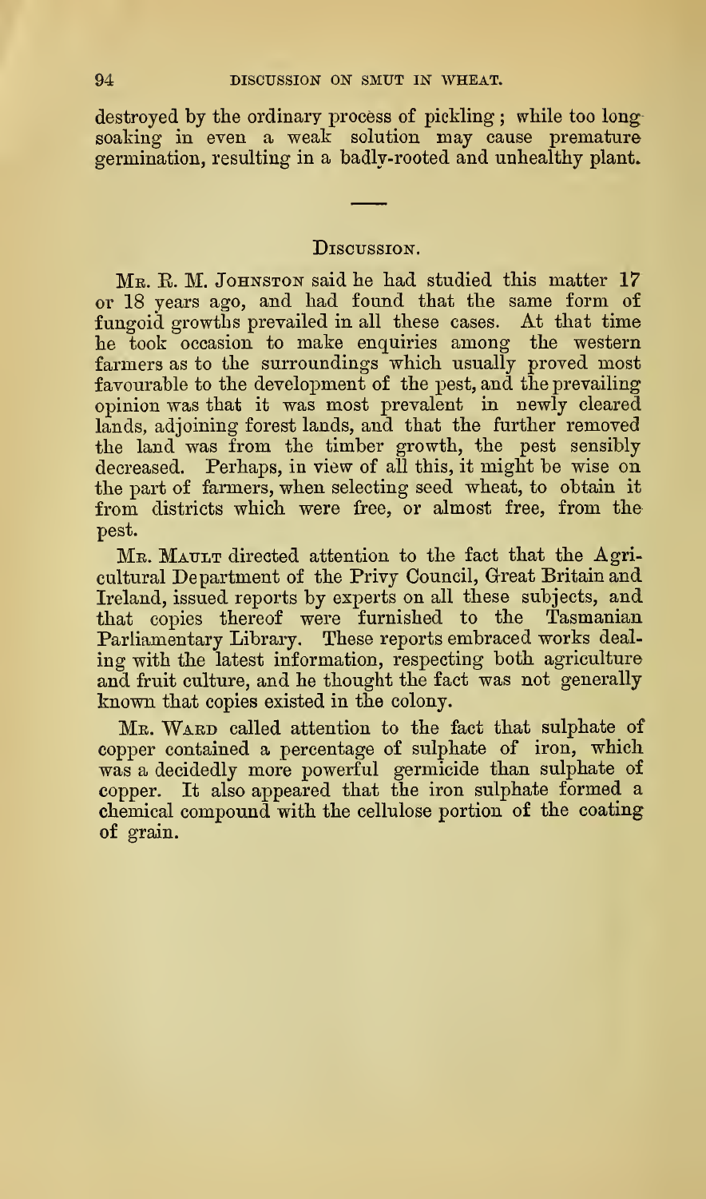destroyed by the ordinary process of pickling; while too long soaking in even a weak solution may cause premature germination, resulting in a badly-rooted and unhealthy plant.

---

## Discussion.

Mr. R. M. Johnston said he had studied this matter 17 or 18 years ago, and had found that the same form of fungoid growths prevailed in all these cases. At that time he took occasion to make enquiries among the western farmers as to the surroundings which usually proved most favourable to the development of the pest, and the prevailing opinion was that it was most prevalent in newly cleared lands, adjoining forest lands, and that the further removed the land was from the timber growth, the pest sensibly decreased. Perhaps, in view of all this, it might be wise on the part of farmers, when selecting seed wheat, to obtain it from districts which were free, or almost free, from the pest.

Mr. Mault directed attention to the fact that the Agricultural Department of the Privy Council, Great Britain and Ireland, issued reports by experts on all these subjects, and that copies thereof were furnished to the Tasmanian Parliamentary Library. These reports embraced works dealing with the latest information, respecting both agriculture and fruit culture, and he thought the fact was not generally known that copies existed in the colony.

Mr. Ward called attention to the fact that sulphate of copper contained a percentage of sulphate of iron, which was a decidedly more powerful germicide than sulphate of copper. It also appeared that the iron sulphate formed a chemical compound with the cellulose portion of the coating of grain.